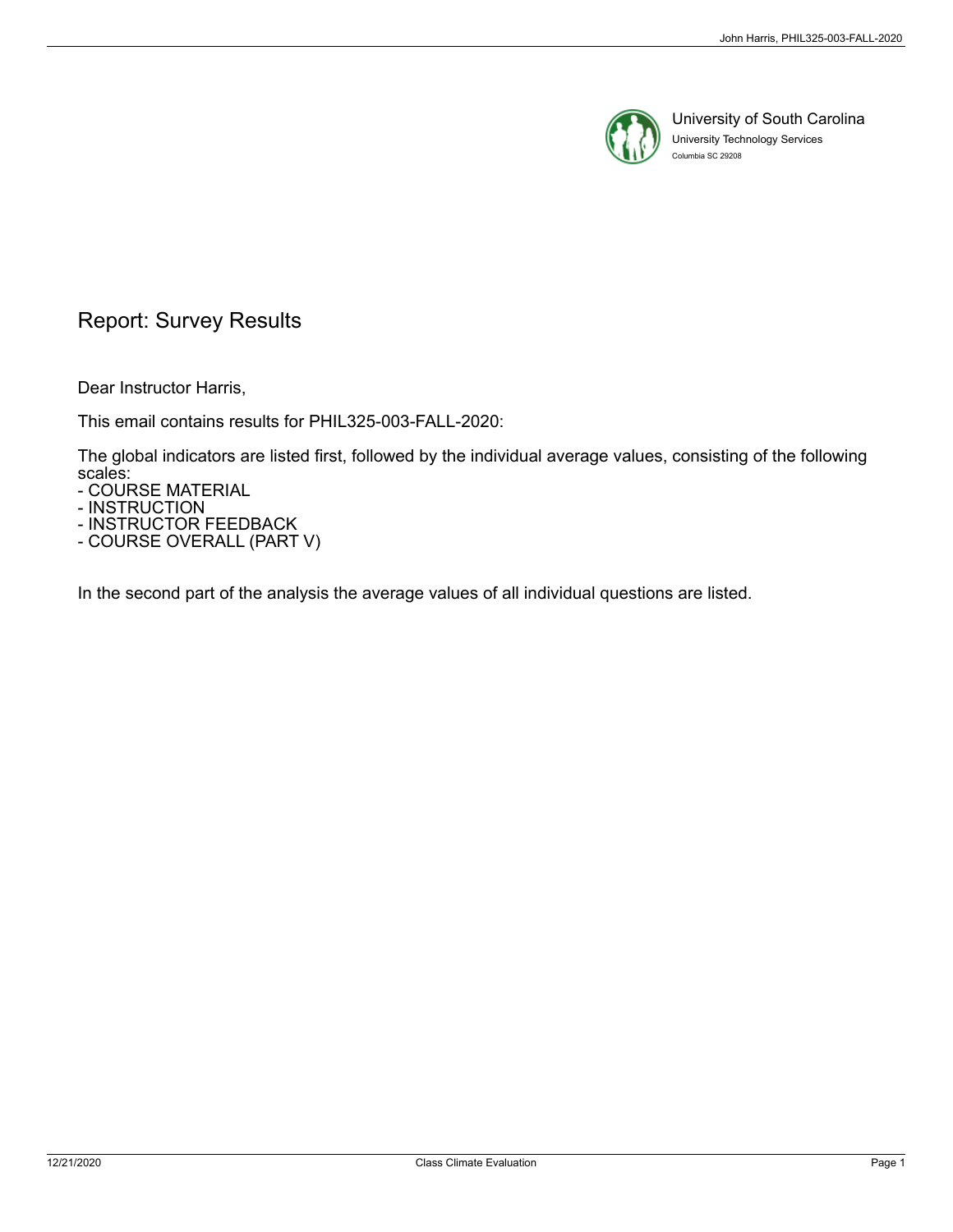University of South Carolina
University Technology Services
Columbia SC 29208

# Report: Survey Results

Dear Instructor Harris,

This email contains results for PHIL325-003-FALL-2020:

The global indicators are listed first, followed by the individual average values, consisting of the following scales:

- COURSE MATERIAL
- INSTRUCTION
- INSTRUCTOR FEEDBACK
- COURSE OVERALL (PART V)

In the second part of the analysis the average values of all individual questions are listed.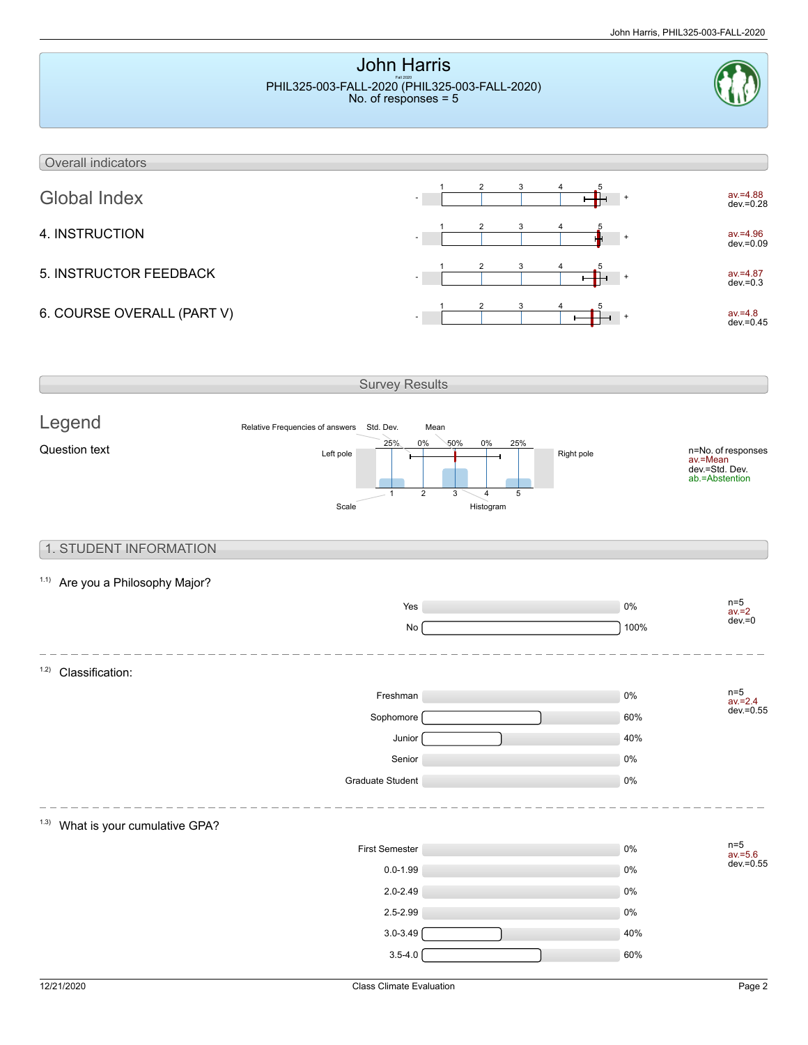# John Harris

Fall 2020

PHIL325-003-FALL-2020 (PHIL325-003-FALL-2020)
No. of responses = 5

## Overall indicators

| Indicator | Scale | Values |
| --- | --- | --- |
| Global Index | - 1 2 3 4 5 + | av.=4.88 dev.=0.28 |
| 4. INSTRUCTION | - 1 2 3 4 5 + | av.=4.96 dev.=0.09 |
| 5. INSTRUCTOR FEEDBACK | - 1 2 3 4 5 + | av.=4.87 dev.=0.3 |
| 6. COURSE OVERALL (PART V) | - 1 2 3 4 5 + | av.=4.8 dev.=0.45 |

## Survey Results

### Legend

Question text

Relative Frequencies of answers — Std. Dev. — Mean

Left pole — 25% 0% 50% 0% 25% — Right pole

Scale 1 2 3 4 5 — Histogram

n=No. of responses
av.=Mean
dev.=Std. Dev.
ab.=Abstention

## 1. STUDENT INFORMATION

### 1.1) Are you a Philosophy Major?

| Answer | Percent |
| --- | --- |
| Yes | 0% |
| No | 100% |

n=5
av.=2
dev.=0

### 1.2) Classification:

| Answer | Percent |
| --- | --- |
| Freshman | 0% |
| Sophomore | 60% |
| Junior | 40% |
| Senior | 0% |
| Graduate Student | 0% |

n=5
av.=2.4
dev.=0.55

### 1.3) What is your cumulative GPA?

| Answer | Percent |
| --- | --- |
| First Semester | 0% |
| 0.0-1.99 | 0% |
| 2.0-2.49 | 0% |
| 2.5-2.99 | 0% |
| 3.0-3.49 | 40% |
| 3.5-4.0 | 60% |

n=5
av.=5.6
dev.=0.55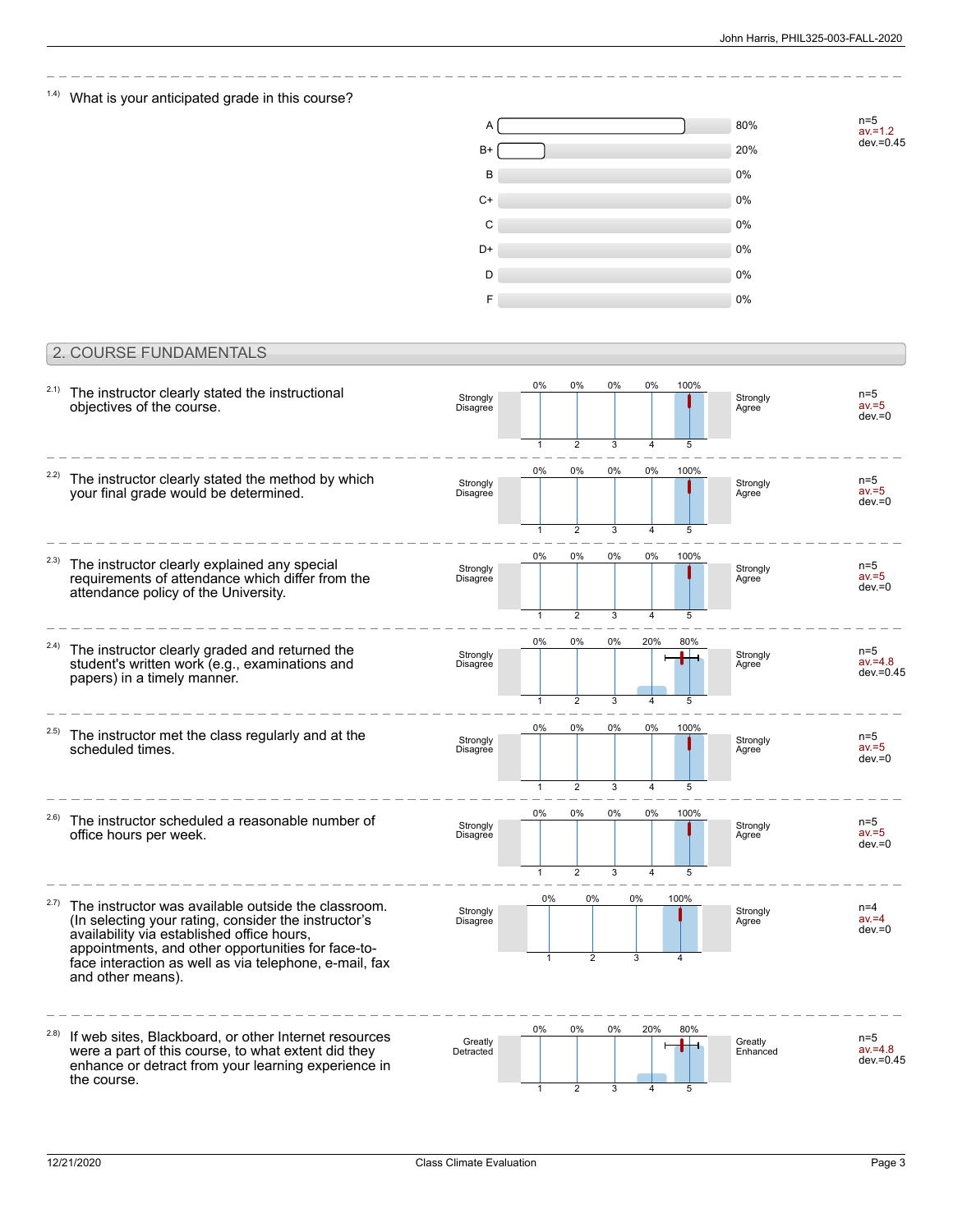1.4) What is your anticipated grade in this course?

| Grade | Percent |
| --- | --- |
| A | 80% |
| B+ | 20% |
| B | 0% |
| C+ | 0% |
| C | 0% |
| D+ | 0% |
| D | 0% |
| F | 0% |

n=5
av.=1.2
dev.=0.45

## 2. COURSE FUNDAMENTALS

2.1) The instructor clearly stated the instructional objectives of the course.

| Strongly Disagree | 1 | 2 | 3 | 4 | 5 | Strongly Agree |
| --- | --- | --- | --- | --- | --- | --- |
| | 0% | 0% | 0% | 0% | 100% | |

n=5
av.=5
dev.=0

2.2) The instructor clearly stated the method by which your final grade would be determined.

| Strongly Disagree | 1 | 2 | 3 | 4 | 5 | Strongly Agree |
| --- | --- | --- | --- | --- | --- | --- |
| | 0% | 0% | 0% | 0% | 100% | |

n=5
av.=5
dev.=0

2.3) The instructor clearly explained any special requirements of attendance which differ from the attendance policy of the University.

| Strongly Disagree | 1 | 2 | 3 | 4 | 5 | Strongly Agree |
| --- | --- | --- | --- | --- | --- | --- |
| | 0% | 0% | 0% | 0% | 100% | |

n=5
av.=5
dev.=0

2.4) The instructor clearly graded and returned the student's written work (e.g., examinations and papers) in a timely manner.

| Strongly Disagree | 1 | 2 | 3 | 4 | 5 | Strongly Agree |
| --- | --- | --- | --- | --- | --- | --- |
| | 0% | 0% | 0% | 20% | 80% | |

n=5
av.=4.8
dev.=0.45

2.5) The instructor met the class regularly and at the scheduled times.

| Strongly Disagree | 1 | 2 | 3 | 4 | 5 | Strongly Agree |
| --- | --- | --- | --- | --- | --- | --- |
| | 0% | 0% | 0% | 0% | 100% | |

n=5
av.=5
dev.=0

2.6) The instructor scheduled a reasonable number of office hours per week.

| Strongly Disagree | 1 | 2 | 3 | 4 | 5 | Strongly Agree |
| --- | --- | --- | --- | --- | --- | --- |
| | 0% | 0% | 0% | 0% | 100% | |

n=5
av.=5
dev.=0

2.7) The instructor was available outside the classroom. (In selecting your rating, consider the instructor's availability via established office hours, appointments, and other opportunities for face-to-face interaction as well as via telephone, e-mail, fax and other means).

| Strongly Disagree | 1 | 2 | 3 | 4 | Strongly Agree |
| --- | --- | --- | --- | --- | --- |
| | 0% | 0% | 0% | 100% | |

n=4
av.=4
dev.=0

2.8) If web sites, Blackboard, or other Internet resources were a part of this course, to what extent did they enhance or detract from your learning experience in the course.

| Greatly Detracted | 1 | 2 | 3 | 4 | 5 | Greatly Enhanced |
| --- | --- | --- | --- | --- | --- | --- |
| | 0% | 0% | 0% | 20% | 80% | |

n=5
av.=4.8
dev.=0.45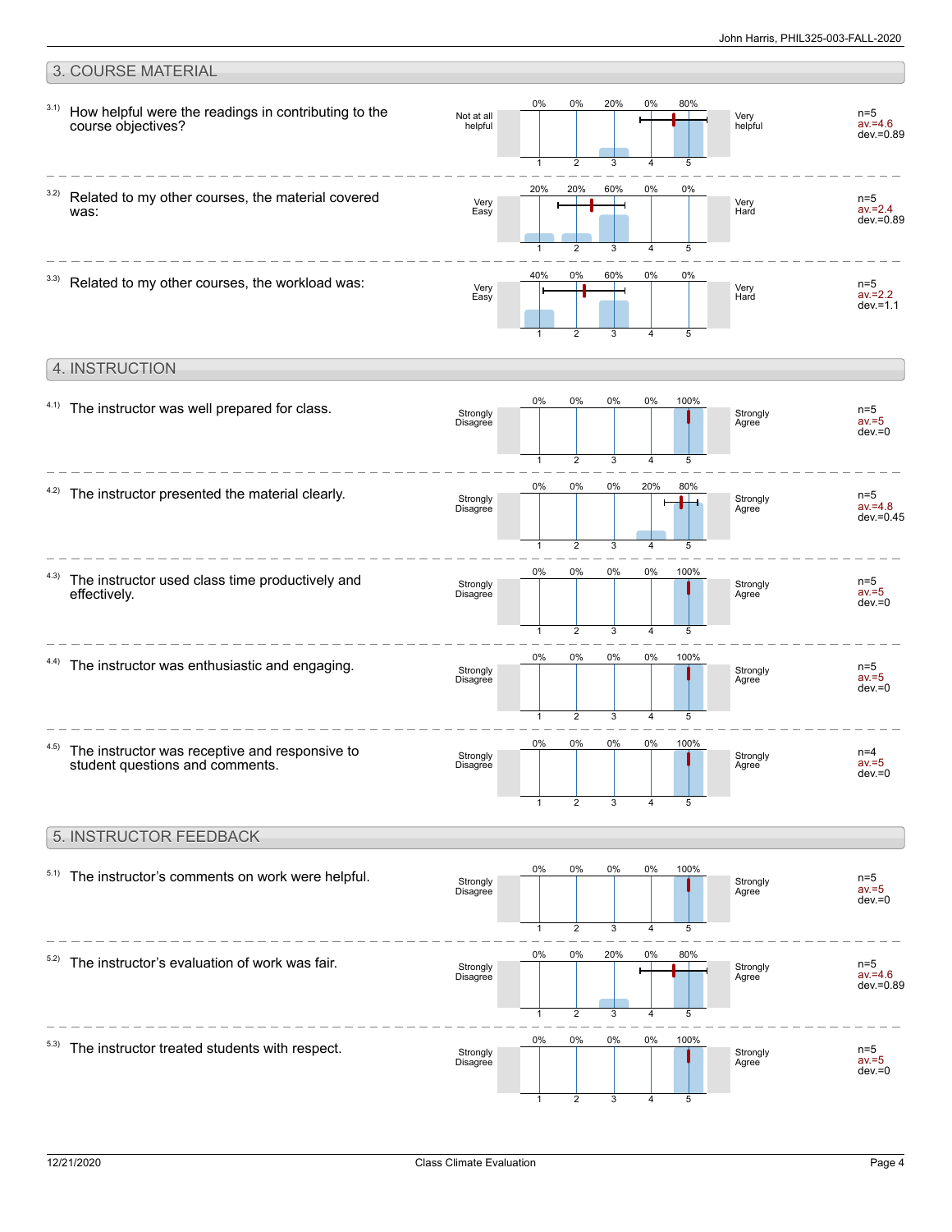## 3. COURSE MATERIAL

| # | Question | Left pole | 1 | 2 | 3 | 4 | 5 | Right pole | n | av. | dev. |
|---|---|---|---|---|---|---|---|---|---|---|---|
| 3.1) | How helpful were the readings in contributing to the course objectives? | Not at all helpful | 0% | 0% | 20% | 0% | 80% | Very helpful | 5 | 4.6 | 0.89 |
| 3.2) | Related to my other courses, the material covered was: | Very Easy | 20% | 20% | 60% | 0% | 0% | Very Hard | 5 | 2.4 | 0.89 |
| 3.3) | Related to my other courses, the workload was: | Very Easy | 40% | 0% | 60% | 0% | 0% | Very Hard | 5 | 2.2 | 1.1 |

## 4. INSTRUCTION

| # | Question | Left pole | 1 | 2 | 3 | 4 | 5 | Right pole | n | av. | dev. |
|---|---|---|---|---|---|---|---|---|---|---|---|
| 4.1) | The instructor was well prepared for class. | Strongly Disagree | 0% | 0% | 0% | 0% | 100% | Strongly Agree | 5 | 5 | 0 |
| 4.2) | The instructor presented the material clearly. | Strongly Disagree | 0% | 0% | 0% | 20% | 80% | Strongly Agree | 5 | 4.8 | 0.45 |
| 4.3) | The instructor used class time productively and effectively. | Strongly Disagree | 0% | 0% | 0% | 0% | 100% | Strongly Agree | 5 | 5 | 0 |
| 4.4) | The instructor was enthusiastic and engaging. | Strongly Disagree | 0% | 0% | 0% | 0% | 100% | Strongly Agree | 5 | 5 | 0 |
| 4.5) | The instructor was receptive and responsive to student questions and comments. | Strongly Disagree | 0% | 0% | 0% | 0% | 100% | Strongly Agree | 4 | 5 | 0 |

## 5. INSTRUCTOR FEEDBACK

| # | Question | Left pole | 1 | 2 | 3 | 4 | 5 | Right pole | n | av. | dev. |
|---|---|---|---|---|---|---|---|---|---|---|---|
| 5.1) | The instructor's comments on work were helpful. | Strongly Disagree | 0% | 0% | 0% | 0% | 100% | Strongly Agree | 5 | 5 | 0 |
| 5.2) | The instructor's evaluation of work was fair. | Strongly Disagree | 0% | 0% | 20% | 0% | 80% | Strongly Agree | 5 | 4.6 | 0.89 |
| 5.3) | The instructor treated students with respect. | Strongly Disagree | 0% | 0% | 0% | 0% | 100% | Strongly Agree | 5 | 5 | 0 |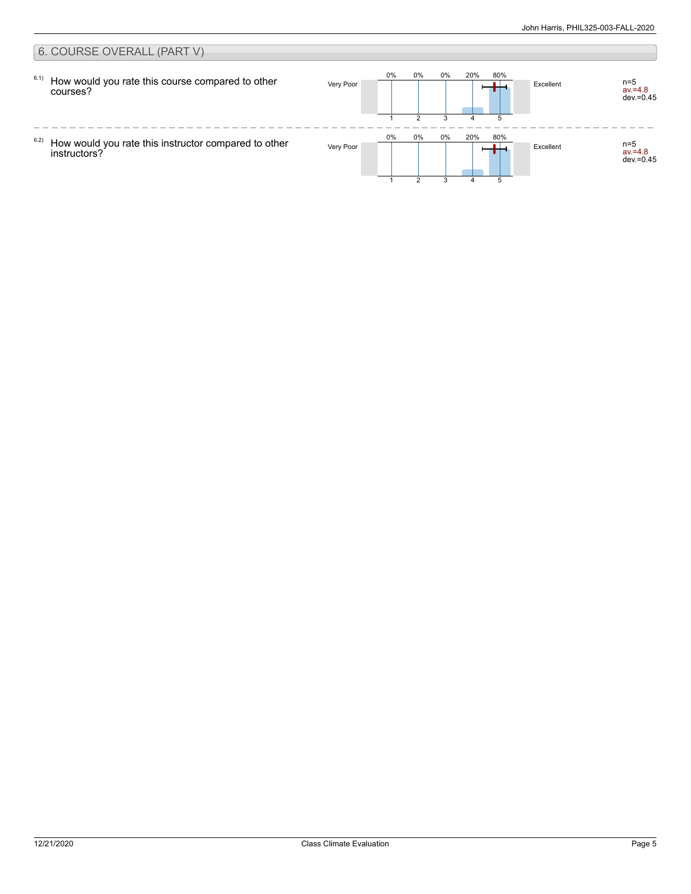## 6. COURSE OVERALL (PART V)

6.1) How would you rate this course compared to other courses?

| Very Poor | 1 | 2 | 3 | 4 | 5 | Excellent | |
|---|---|---|---|---|---|---|---|
| | 0% | 0% | 0% | 20% | 80% | | n=5 av.=4.8 dev.=0.45 |

6.2) How would you rate this instructor compared to other instructors?

| Very Poor | 1 | 2 | 3 | 4 | 5 | Excellent | |
|---|---|---|---|---|---|---|---|
| | 0% | 0% | 0% | 20% | 80% | | n=5 av.=4.8 dev.=0.45 |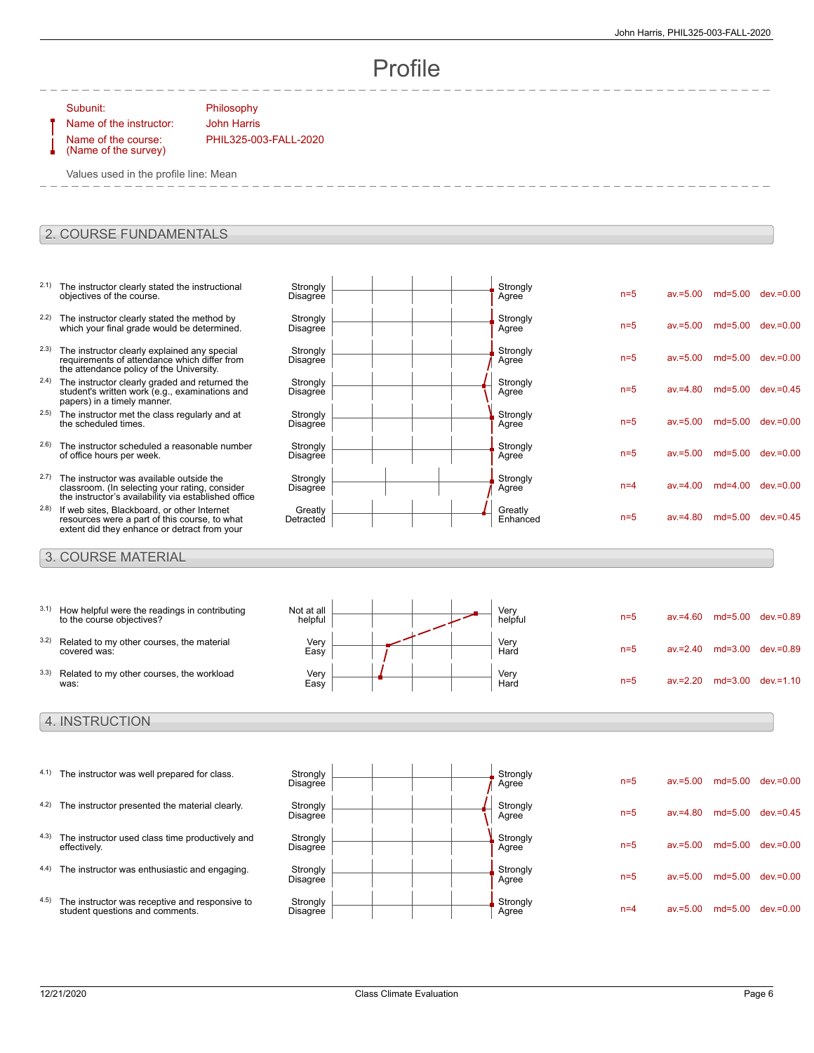# Profile

Subunit: Philosophy
Name of the instructor: John Harris
Name of the course: (Name of the survey) PHIL325-003-FALL-2020

Values used in the profile line: Mean

## 2. COURSE FUNDAMENTALS

| | Question | Left pole | Right pole | n | av. | md | dev. |
|---|---|---|---|---|---|---|---|
| 2.1) | The instructor clearly stated the instructional objectives of the course. | Strongly Disagree | Strongly Agree | n=5 | av.=5.00 | md=5.00 | dev.=0.00 |
| 2.2) | The instructor clearly stated the method by which your final grade would be determined. | Strongly Disagree | Strongly Agree | n=5 | av.=5.00 | md=5.00 | dev.=0.00 |
| 2.3) | The instructor clearly explained any special requirements of attendance which differ from the attendance policy of the University. | Strongly Disagree | Strongly Agree | n=5 | av.=5.00 | md=5.00 | dev.=0.00 |
| 2.4) | The instructor clearly graded and returned the student's written work (e.g., examinations and papers) in a timely manner. | Strongly Disagree | Strongly Agree | n=5 | av.=4.80 | md=5.00 | dev.=0.45 |
| 2.5) | The instructor met the class regularly and at the scheduled times. | Strongly Disagree | Strongly Agree | n=5 | av.=5.00 | md=5.00 | dev.=0.00 |
| 2.6) | The instructor scheduled a reasonable number of office hours per week. | Strongly Disagree | Strongly Agree | n=5 | av.=5.00 | md=5.00 | dev.=0.00 |
| 2.7) | The instructor was available outside the classroom. (In selecting your rating, consider the instructor's availability via established office | Strongly Disagree | Strongly Agree | n=4 | av.=4.00 | md=4.00 | dev.=0.00 |
| 2.8) | If web sites, Blackboard, or other Internet resources were a part of this course, to what extent did they enhance or detract from your | Greatly Detracted | Greatly Enhanced | n=5 | av.=4.80 | md=5.00 | dev.=0.45 |

## 3. COURSE MATERIAL

| | Question | Left pole | Right pole | n | av. | md | dev. |
|---|---|---|---|---|---|---|---|
| 3.1) | How helpful were the readings in contributing to the course objectives? | Not at all helpful | Very helpful | n=5 | av.=4.60 | md=5.00 | dev.=0.89 |
| 3.2) | Related to my other courses, the material covered was: | Very Easy | Very Hard | n=5 | av.=2.40 | md=3.00 | dev.=0.89 |
| 3.3) | Related to my other courses, the workload was: | Very Easy | Very Hard | n=5 | av.=2.20 | md=3.00 | dev.=1.10 |

## 4. INSTRUCTION

| | Question | Left pole | Right pole | n | av. | md | dev. |
|---|---|---|---|---|---|---|---|
| 4.1) | The instructor was well prepared for class. | Strongly Disagree | Strongly Agree | n=5 | av.=5.00 | md=5.00 | dev.=0.00 |
| 4.2) | The instructor presented the material clearly. | Strongly Disagree | Strongly Agree | n=5 | av.=4.80 | md=5.00 | dev.=0.45 |
| 4.3) | The instructor used class time productively and effectively. | Strongly Disagree | Strongly Agree | n=5 | av.=5.00 | md=5.00 | dev.=0.00 |
| 4.4) | The instructor was enthusiastic and engaging. | Strongly Disagree | Strongly Agree | n=5 | av.=5.00 | md=5.00 | dev.=0.00 |
| 4.5) | The instructor was receptive and responsive to student questions and comments. | Strongly Disagree | Strongly Agree | n=4 | av.=5.00 | md=5.00 | dev.=0.00 |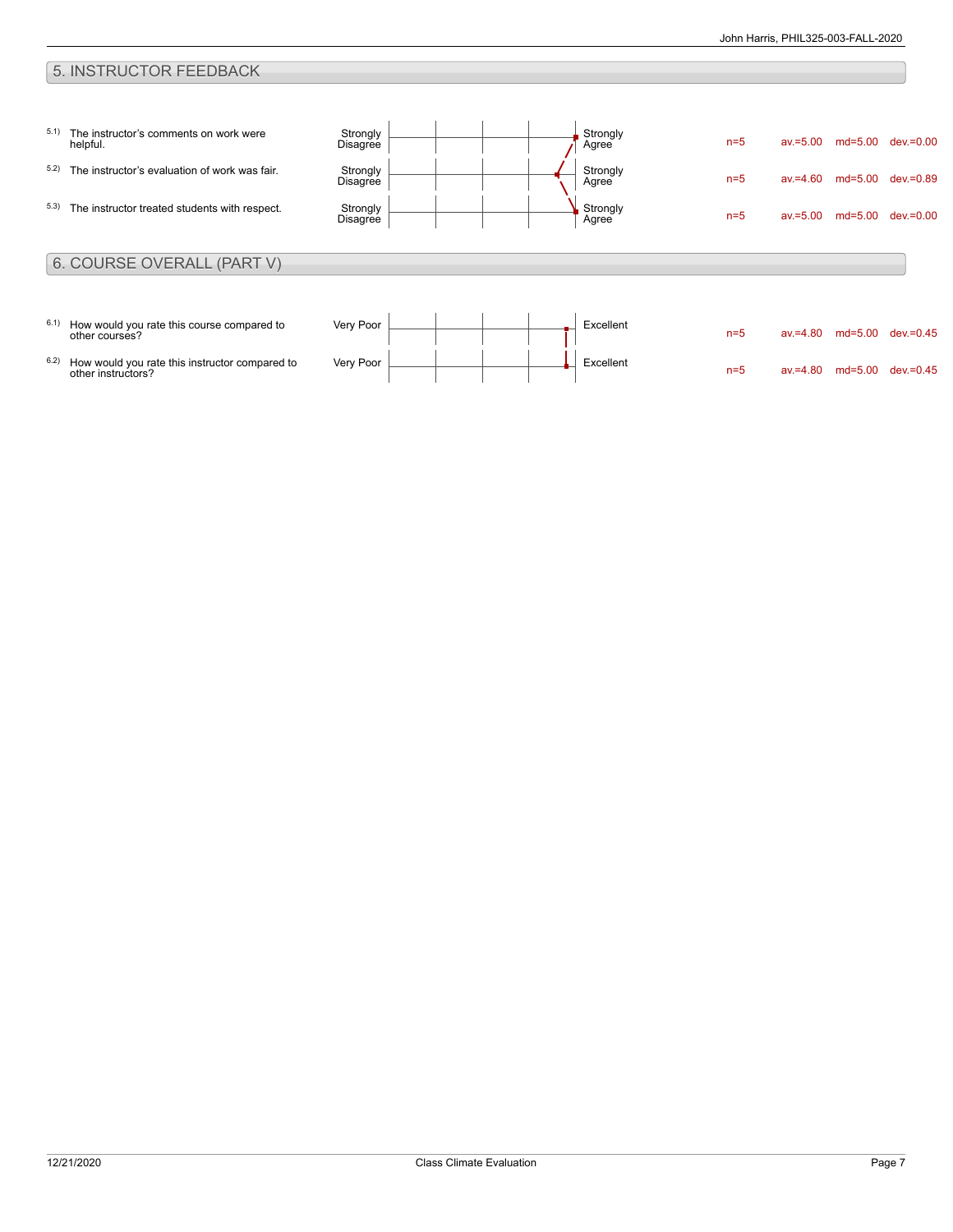## 5. INSTRUCTOR FEEDBACK

| | Question | Left pole | Right pole | n | av. | md | dev. |
|---|---|---|---|---|---|---|---|
| 5.1) | The instructor's comments on work were helpful. | Strongly Disagree | Strongly Agree | n=5 | av.=5.00 | md=5.00 | dev.=0.00 |
| 5.2) | The instructor's evaluation of work was fair. | Strongly Disagree | Strongly Agree | n=5 | av.=4.60 | md=5.00 | dev.=0.89 |
| 5.3) | The instructor treated students with respect. | Strongly Disagree | Strongly Agree | n=5 | av.=5.00 | md=5.00 | dev.=0.00 |

## 6. COURSE OVERALL (PART V)

| | Question | Left pole | Right pole | n | av. | md | dev. |
|---|---|---|---|---|---|---|---|
| 6.1) | How would you rate this course compared to other courses? | Very Poor | Excellent | n=5 | av.=4.80 | md=5.00 | dev.=0.45 |
| 6.2) | How would you rate this instructor compared to other instructors? | Very Poor | Excellent | n=5 | av.=4.80 | md=5.00 | dev.=0.45 |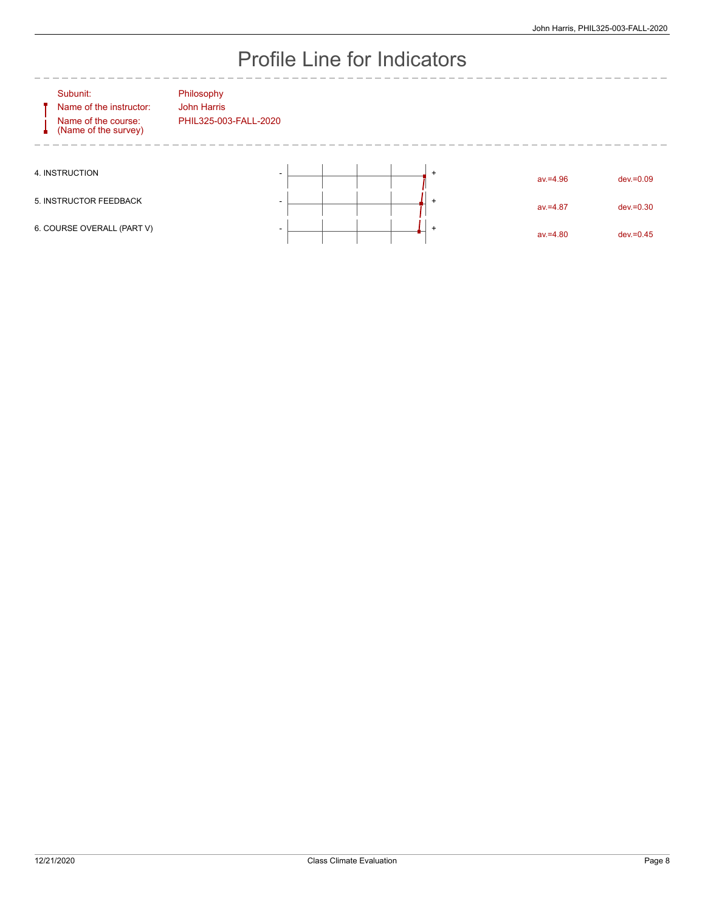# Profile Line for Indicators

Subunit: Philosophy
Name of the instructor: John Harris
Name of the course: (Name of the survey) PHIL325-003-FALL-2020

| Indicator | av. | dev. |
|---|---|---|
| 4. INSTRUCTION | av.=4.96 | dev.=0.09 |
| 5. INSTRUCTOR FEEDBACK | av.=4.87 | dev.=0.30 |
| 6. COURSE OVERALL (PART V) | av.=4.80 | dev.=0.45 |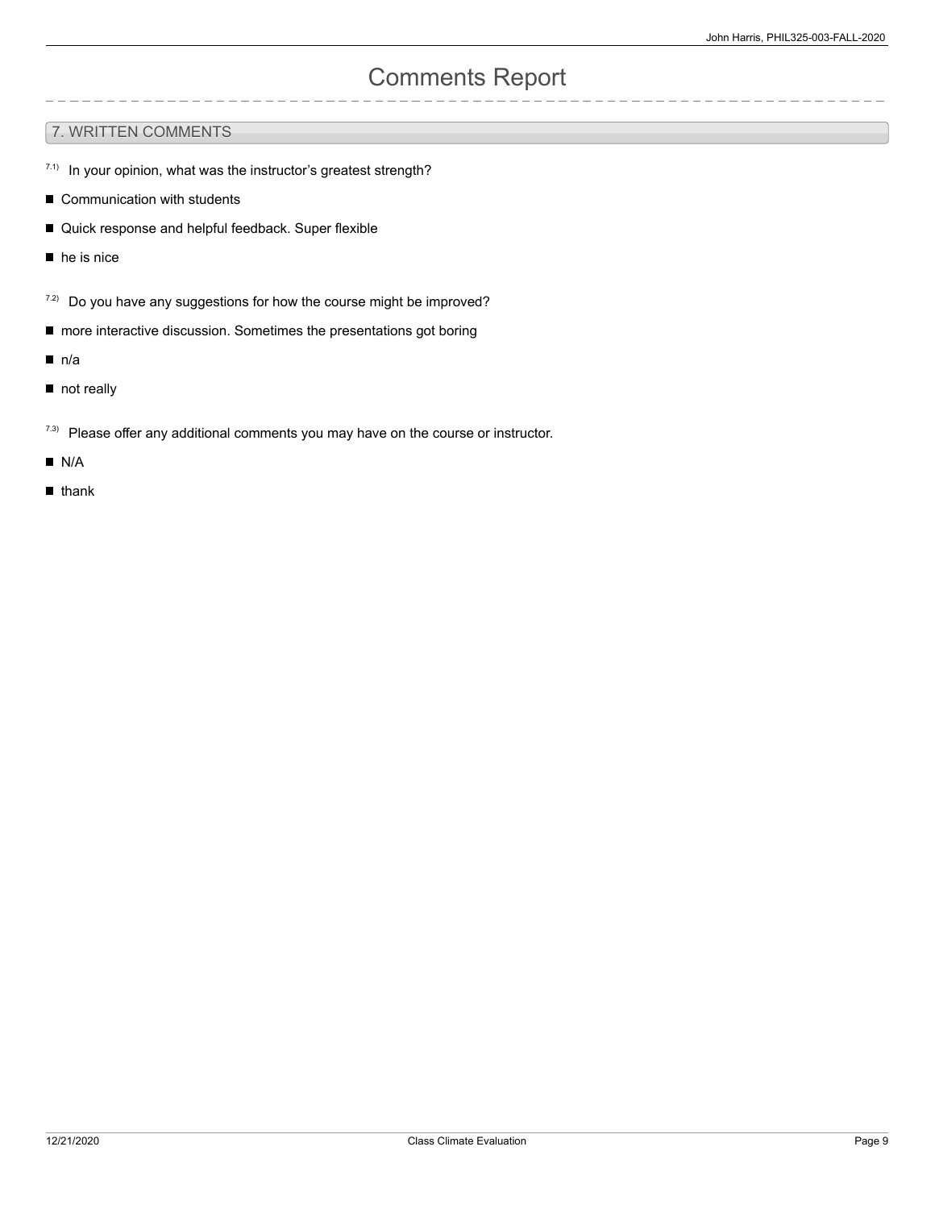# Comments Report

## 7. WRITTEN COMMENTS

7.1) In your opinion, what was the instructor's greatest strength?

- Communication with students
- Quick response and helpful feedback. Super flexible
- he is nice

7.2) Do you have any suggestions for how the course might be improved?

- more interactive discussion. Sometimes the presentations got boring
- n/a
- not really

7.3) Please offer any additional comments you may have on the course or instructor.

- N/A
- thank